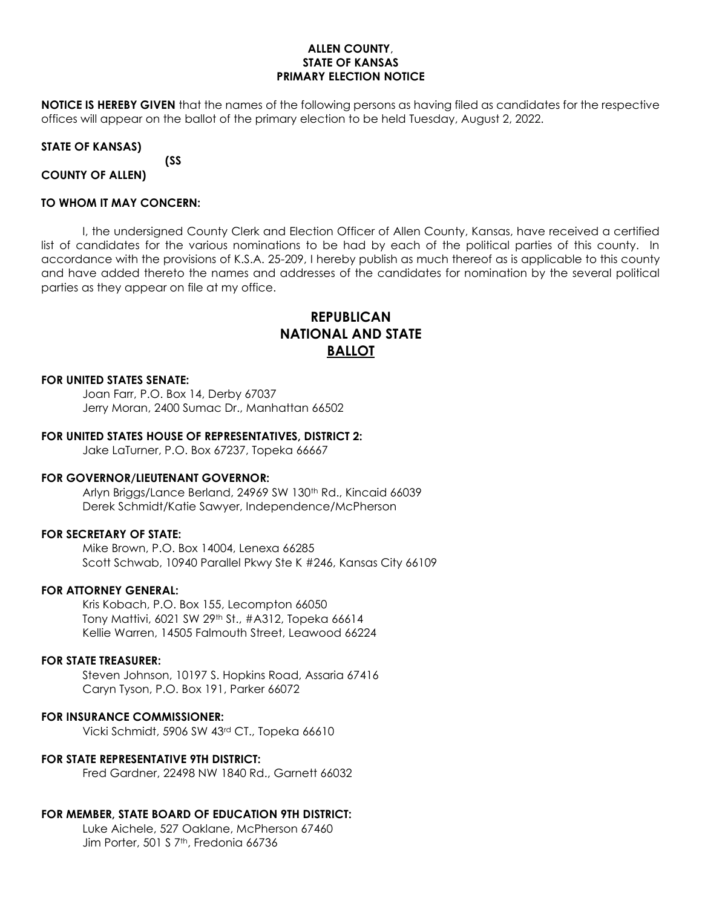**ALLEN COUNTY,**
**STATE OF KANSAS**
**PRIMARY ELECTION NOTICE**

**NOTICE IS HEREBY GIVEN** that the names of the following persons as having filed as candidates for the respective offices will appear on the ballot of the primary election to be held Tuesday, August 2, 2022.

**STATE OF KANSAS)**
**(SS**
**COUNTY OF ALLEN)**

**TO WHOM IT MAY CONCERN:**

I, the undersigned County Clerk and Election Officer of Allen County, Kansas, have received a certified list of candidates for the various nominations to be had by each of the political parties of this county. In accordance with the provisions of K.S.A. 25-209, I hereby publish as much thereof as is applicable to this county and have added thereto the names and addresses of the candidates for nomination by the several political parties as they appear on file at my office.

# REPUBLICAN NATIONAL AND STATE BALLOT

**FOR UNITED STATES SENATE:**

Joan Farr, P.O. Box 14, Derby 67037
Jerry Moran, 2400 Sumac Dr., Manhattan 66502

**FOR UNITED STATES HOUSE OF REPRESENTATIVES, DISTRICT 2:**

Jake LaTurner, P.O. Box 67237, Topeka 66667

**FOR GOVERNOR/LIEUTENANT GOVERNOR:**

Arlyn Briggs/Lance Berland, 24969 SW 130th Rd., Kincaid 66039
Derek Schmidt/Katie Sawyer, Independence/McPherson

**FOR SECRETARY OF STATE:**

Mike Brown, P.O. Box 14004, Lenexa 66285
Scott Schwab, 10940 Parallel Pkwy Ste K #246, Kansas City 66109

**FOR ATTORNEY GENERAL:**

Kris Kobach, P.O. Box 155, Lecompton 66050
Tony Mattivi, 6021 SW 29th St., #A312, Topeka 66614
Kellie Warren, 14505 Falmouth Street, Leawood 66224

**FOR STATE TREASURER:**

Steven Johnson, 10197 S. Hopkins Road, Assaria 67416
Caryn Tyson, P.O. Box 191, Parker 66072

**FOR INSURANCE COMMISSIONER:**

Vicki Schmidt, 5906 SW 43rd CT., Topeka 66610

**FOR STATE REPRESENTATIVE 9TH DISTRICT:**

Fred Gardner, 22498 NW 1840 Rd., Garnett 66032

**FOR MEMBER, STATE BOARD OF EDUCATION 9TH DISTRICT:**

Luke Aichele, 527 Oaklane, McPherson 67460
Jim Porter, 501 S 7th, Fredonia 66736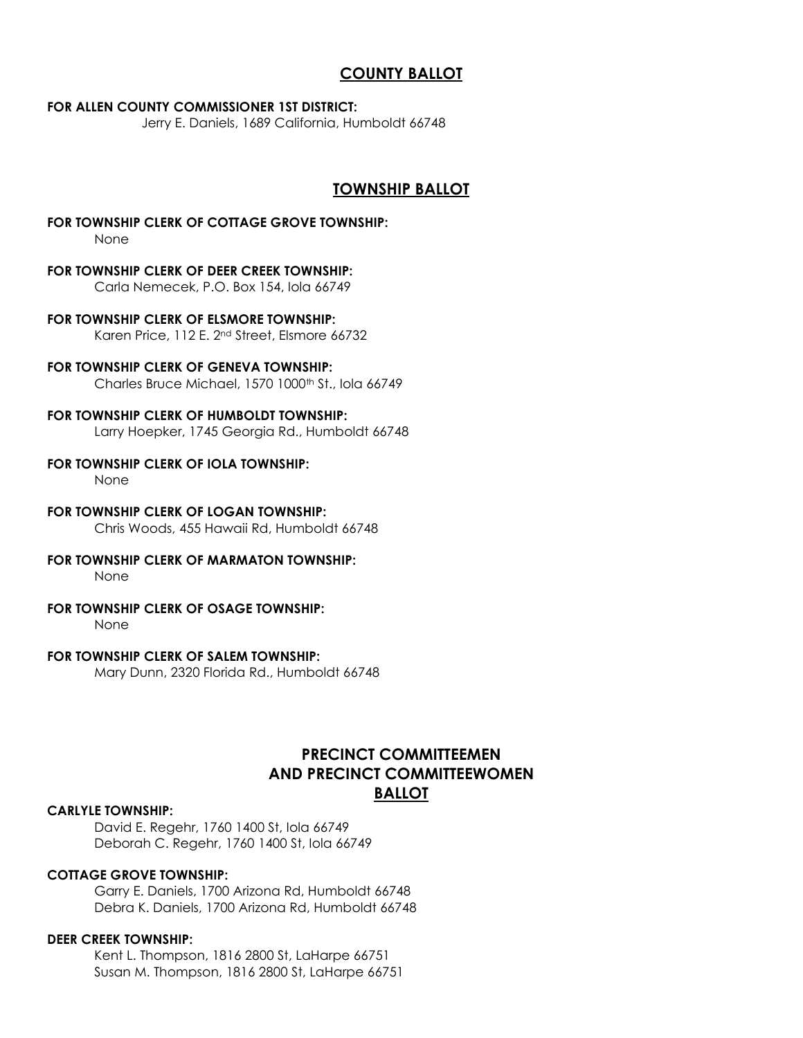## COUNTY BALLOT

**FOR ALLEN COUNTY COMMISSIONER 1ST DISTRICT:**

Jerry E. Daniels, 1689 California, Humboldt 66748

## TOWNSHIP BALLOT

**FOR TOWNSHIP CLERK OF COTTAGE GROVE TOWNSHIP:**

None

**FOR TOWNSHIP CLERK OF DEER CREEK TOWNSHIP:**

Carla Nemecek, P.O. Box 154, Iola 66749

**FOR TOWNSHIP CLERK OF ELSMORE TOWNSHIP:**

Karen Price, 112 E. 2nd Street, Elsmore 66732

**FOR TOWNSHIP CLERK OF GENEVA TOWNSHIP:**

Charles Bruce Michael, 1570 1000th St., Iola 66749

**FOR TOWNSHIP CLERK OF HUMBOLDT TOWNSHIP:**

Larry Hoepker, 1745 Georgia Rd., Humboldt 66748

**FOR TOWNSHIP CLERK OF IOLA TOWNSHIP:**

None

**FOR TOWNSHIP CLERK OF LOGAN TOWNSHIP:**

Chris Woods, 455 Hawaii Rd, Humboldt 66748

**FOR TOWNSHIP CLERK OF MARMATON TOWNSHIP:**

None

**FOR TOWNSHIP CLERK OF OSAGE TOWNSHIP:**

None

**FOR TOWNSHIP CLERK OF SALEM TOWNSHIP:**

Mary Dunn, 2320 Florida Rd., Humboldt 66748

## PRECINCT COMMITTEEMEN AND PRECINCT COMMITTEEWOMEN BALLOT

**CARLYLE TOWNSHIP:**

David E. Regehr, 1760 1400 St, Iola 66749
Deborah C. Regehr, 1760 1400 St, Iola 66749

**COTTAGE GROVE TOWNSHIP:**

Garry E. Daniels, 1700 Arizona Rd, Humboldt 66748
Debra K. Daniels, 1700 Arizona Rd, Humboldt 66748

**DEER CREEK TOWNSHIP:**

Kent L. Thompson, 1816 2800 St, LaHarpe 66751
Susan M. Thompson, 1816 2800 St, LaHarpe 66751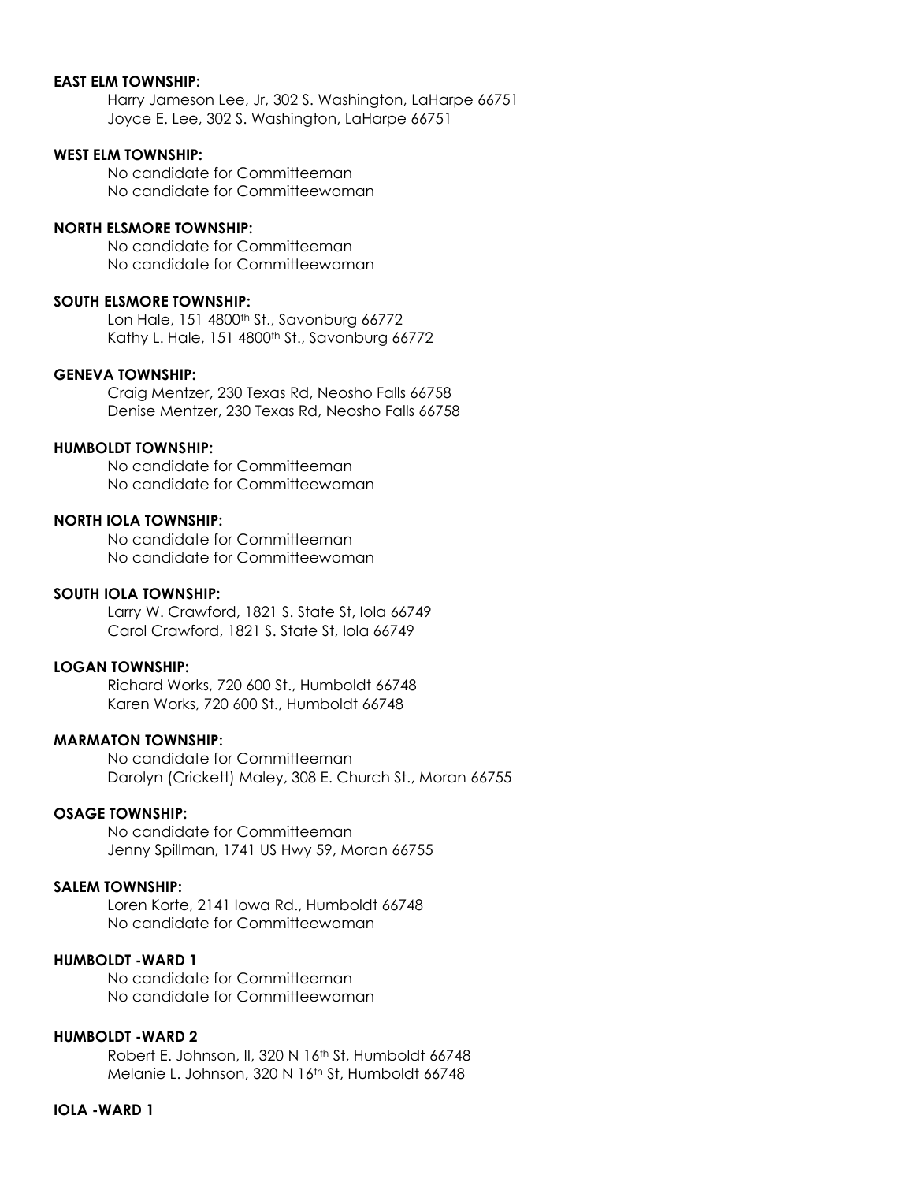**EAST ELM TOWNSHIP:**

Harry Jameson Lee, Jr, 302 S. Washington, LaHarpe 66751
Joyce E. Lee, 302 S. Washington, LaHarpe 66751

**WEST ELM TOWNSHIP:**

No candidate for Committeeman
No candidate for Committeewoman

**NORTH ELSMORE TOWNSHIP:**

No candidate for Committeeman
No candidate for Committeewoman

**SOUTH ELSMORE TOWNSHIP:**

Lon Hale, 151 4800th St., Savonburg 66772
Kathy L. Hale, 151 4800th St., Savonburg 66772

**GENEVA TOWNSHIP:**

Craig Mentzer, 230 Texas Rd, Neosho Falls 66758
Denise Mentzer, 230 Texas Rd, Neosho Falls 66758

**HUMBOLDT TOWNSHIP:**

No candidate for Committeeman
No candidate for Committeewoman

**NORTH IOLA TOWNSHIP:**

No candidate for Committeeman
No candidate for Committeewoman

**SOUTH IOLA TOWNSHIP:**

Larry W. Crawford, 1821 S. State St, Iola 66749
Carol Crawford, 1821 S. State St, Iola 66749

**LOGAN TOWNSHIP:**

Richard Works, 720 600 St., Humboldt 66748
Karen Works, 720 600 St., Humboldt 66748

**MARMATON TOWNSHIP:**

No candidate for Committeeman
Darolyn (Crickett) Maley, 308 E. Church St., Moran 66755

**OSAGE TOWNSHIP:**

No candidate for Committeeman
Jenny Spillman, 1741 US Hwy 59, Moran 66755

**SALEM TOWNSHIP:**

Loren Korte, 2141 Iowa Rd., Humboldt 66748
No candidate for Committeewoman

**HUMBOLDT -WARD 1**

No candidate for Committeeman
No candidate for Committeewoman

**HUMBOLDT -WARD 2**

Robert E. Johnson, II, 320 N 16th St, Humboldt 66748
Melanie L. Johnson, 320 N 16th St, Humboldt 66748

**IOLA -WARD 1**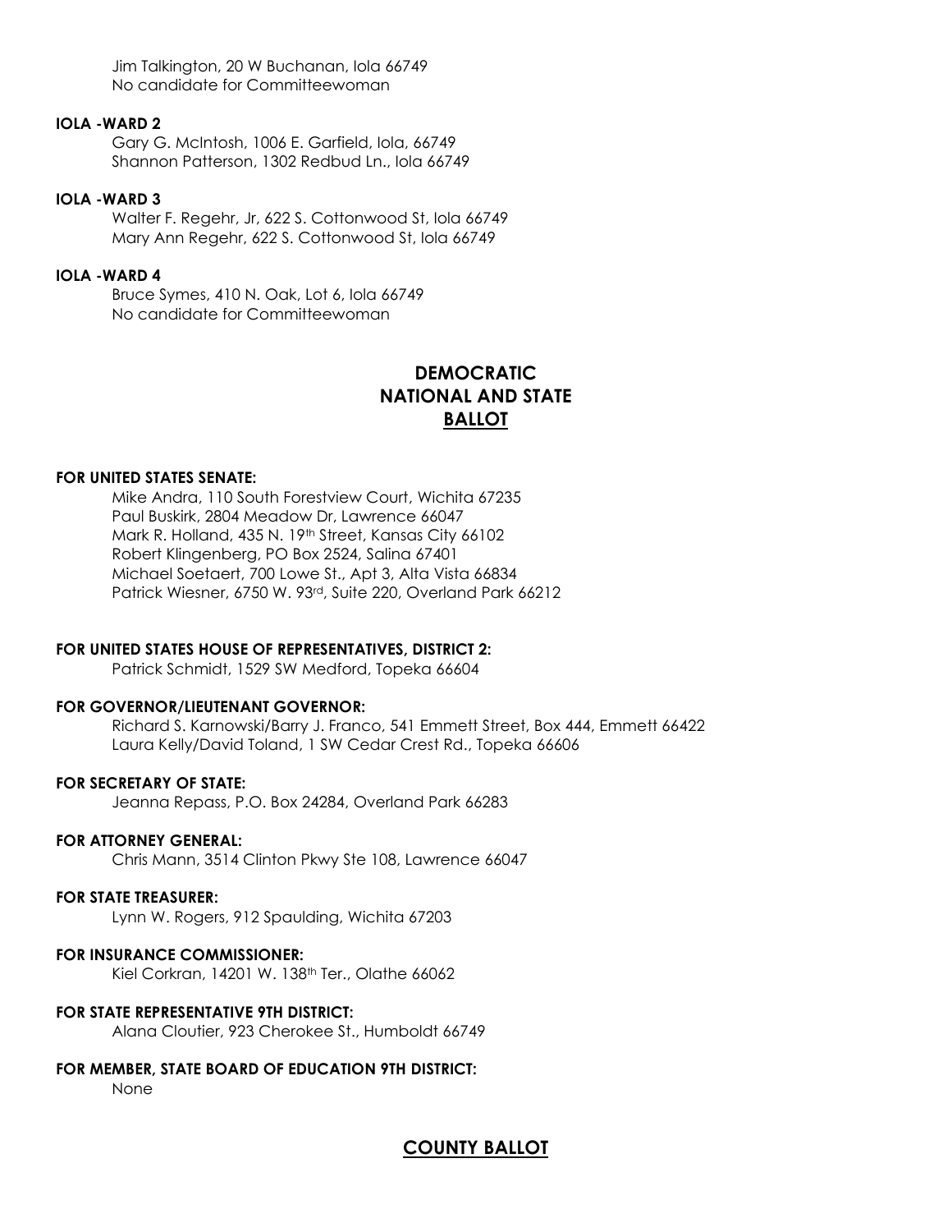Jim Talkington, 20 W Buchanan, Iola 66749
No candidate for Committeewoman

**IOLA -WARD 2**

Gary G. McIntosh, 1006 E. Garfield, Iola, 66749
Shannon Patterson, 1302 Redbud Ln., Iola 66749

**IOLA -WARD 3**

Walter F. Regehr, Jr, 622 S. Cottonwood St, Iola 66749
Mary Ann Regehr, 622 S. Cottonwood St, Iola 66749

**IOLA -WARD 4**

Bruce Symes, 410 N. Oak, Lot 6, Iola 66749
No candidate for Committeewoman

## DEMOCRATIC NATIONAL AND STATE BALLOT

**FOR UNITED STATES SENATE:**

Mike Andra, 110 South Forestview Court, Wichita 67235
Paul Buskirk, 2804 Meadow Dr, Lawrence 66047
Mark R. Holland, 435 N. 19th Street, Kansas City 66102
Robert Klingenberg, PO Box 2524, Salina 67401
Michael Soetaert, 700 Lowe St., Apt 3, Alta Vista 66834
Patrick Wiesner, 6750 W. 93rd, Suite 220, Overland Park 66212

**FOR UNITED STATES HOUSE OF REPRESENTATIVES, DISTRICT 2:**

Patrick Schmidt, 1529 SW Medford, Topeka 66604

**FOR GOVERNOR/LIEUTENANT GOVERNOR:**

Richard S. Karnowski/Barry J. Franco, 541 Emmett Street, Box 444, Emmett 66422
Laura Kelly/David Toland, 1 SW Cedar Crest Rd., Topeka 66606

**FOR SECRETARY OF STATE:**

Jeanna Repass, P.O. Box 24284, Overland Park 66283

**FOR ATTORNEY GENERAL:**

Chris Mann, 3514 Clinton Pkwy Ste 108, Lawrence 66047

**FOR STATE TREASURER:**

Lynn W. Rogers, 912 Spaulding, Wichita 67203

**FOR INSURANCE COMMISSIONER:**

Kiel Corkran, 14201 W. 138th Ter., Olathe 66062

**FOR STATE REPRESENTATIVE 9TH DISTRICT:**

Alana Cloutier, 923 Cherokee St., Humboldt 66749

**FOR MEMBER, STATE BOARD OF EDUCATION 9TH DISTRICT:**

None

## COUNTY BALLOT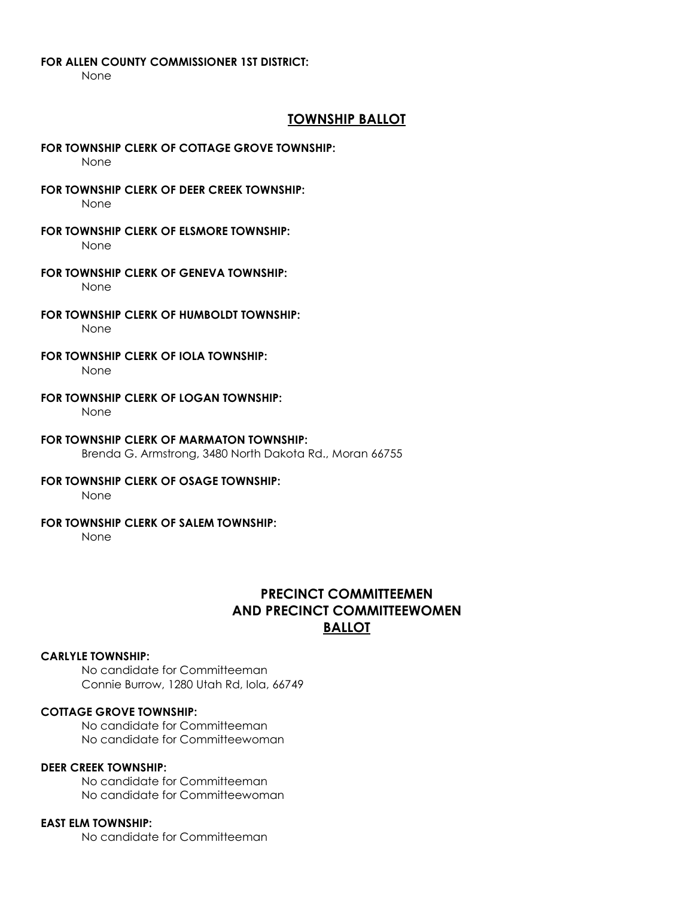**FOR ALLEN COUNTY COMMISSIONER 1ST DISTRICT:**

None

## TOWNSHIP BALLOT

**FOR TOWNSHIP CLERK OF COTTAGE GROVE TOWNSHIP:**

None

**FOR TOWNSHIP CLERK OF DEER CREEK TOWNSHIP:**

None

**FOR TOWNSHIP CLERK OF ELSMORE TOWNSHIP:**

None

**FOR TOWNSHIP CLERK OF GENEVA TOWNSHIP:**

None

**FOR TOWNSHIP CLERK OF HUMBOLDT TOWNSHIP:**

None

**FOR TOWNSHIP CLERK OF IOLA TOWNSHIP:**

None

**FOR TOWNSHIP CLERK OF LOGAN TOWNSHIP:**

None

**FOR TOWNSHIP CLERK OF MARMATON TOWNSHIP:**

Brenda G. Armstrong, 3480 North Dakota Rd., Moran 66755

**FOR TOWNSHIP CLERK OF OSAGE TOWNSHIP:**

None

**FOR TOWNSHIP CLERK OF SALEM TOWNSHIP:**

None

## PRECINCT COMMITTEEMEN AND PRECINCT COMMITTEEWOMEN BALLOT

**CARLYLE TOWNSHIP:**

No candidate for Committeeman
Connie Burrow, 1280 Utah Rd, Iola, 66749

**COTTAGE GROVE TOWNSHIP:**

No candidate for Committeeman
No candidate for Committeewoman

**DEER CREEK TOWNSHIP:**

No candidate for Committeeman
No candidate for Committeewoman

**EAST ELM TOWNSHIP:**

No candidate for Committeeman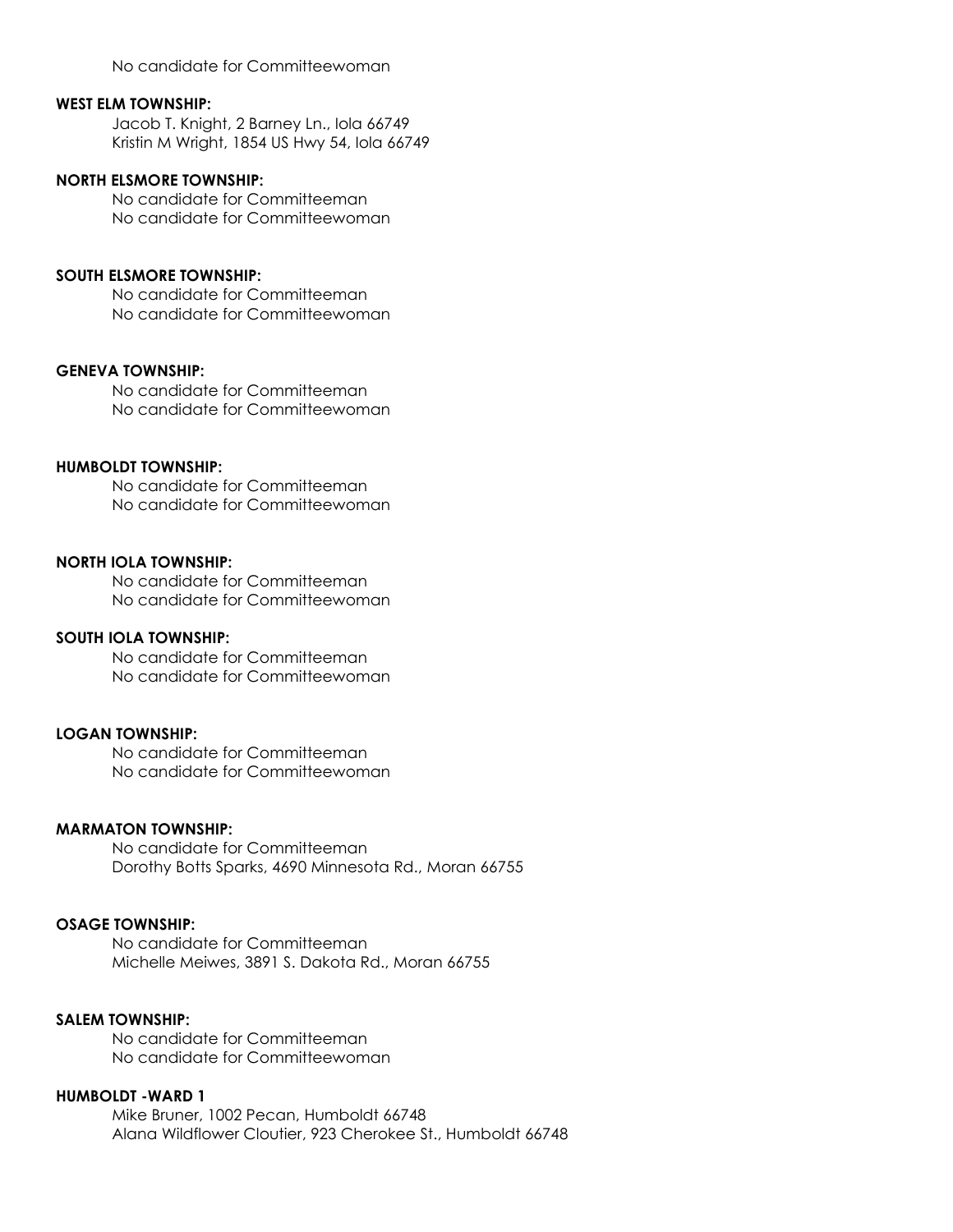No candidate for Committeewoman

**WEST ELM TOWNSHIP:**

Jacob T. Knight, 2 Barney Ln., Iola 66749
Kristin M Wright, 1854 US Hwy 54, Iola 66749

**NORTH ELSMORE TOWNSHIP:**

No candidate for Committeeman
No candidate for Committeewoman

**SOUTH ELSMORE TOWNSHIP:**

No candidate for Committeeman
No candidate for Committeewoman

**GENEVA TOWNSHIP:**

No candidate for Committeeman
No candidate for Committeewoman

**HUMBOLDT TOWNSHIP:**

No candidate for Committeeman
No candidate for Committeewoman

**NORTH IOLA TOWNSHIP:**

No candidate for Committeeman
No candidate for Committeewoman

**SOUTH IOLA TOWNSHIP:**

No candidate for Committeeman
No candidate for Committeewoman

**LOGAN TOWNSHIP:**

No candidate for Committeeman
No candidate for Committeewoman

**MARMATON TOWNSHIP:**

No candidate for Committeeman
Dorothy Botts Sparks, 4690 Minnesota Rd., Moran 66755

**OSAGE TOWNSHIP:**

No candidate for Committeeman
Michelle Meiwes, 3891 S. Dakota Rd., Moran 66755

**SALEM TOWNSHIP:**

No candidate for Committeeman
No candidate for Committeewoman

**HUMBOLDT -WARD 1**

Mike Bruner, 1002 Pecan, Humboldt 66748
Alana Wildflower Cloutier, 923 Cherokee St., Humboldt 66748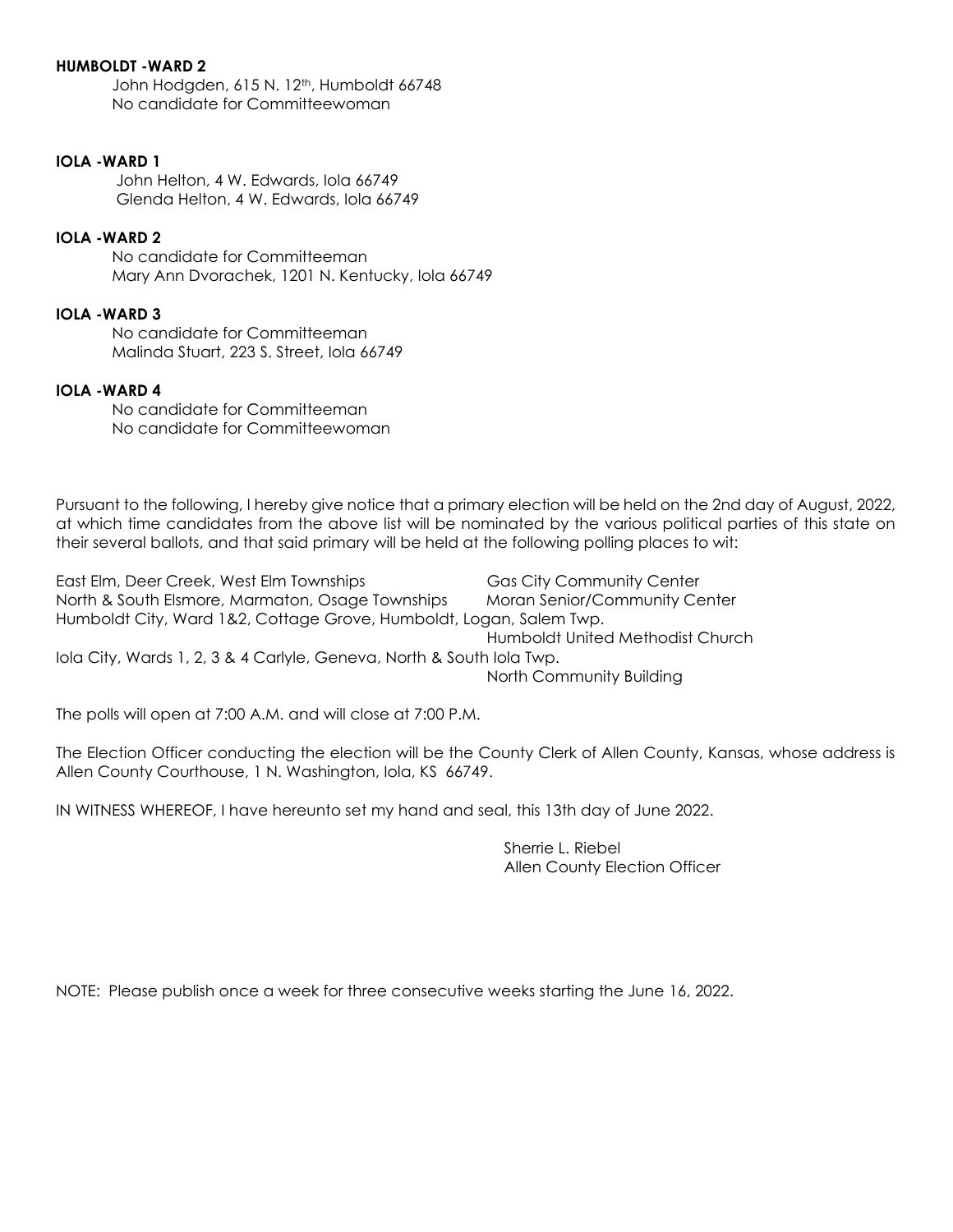**HUMBOLDT -WARD 2**

John Hodgden, 615 N. 12th, Humboldt 66748
No candidate for Committeewoman

**IOLA -WARD 1**

John Helton, 4 W. Edwards, Iola 66749
Glenda Helton, 4 W. Edwards, Iola 66749

**IOLA -WARD 2**

No candidate for Committeeman
Mary Ann Dvorachek, 1201 N. Kentucky, Iola 66749

**IOLA -WARD 3**

No candidate for Committeeman
Malinda Stuart, 223 S. Street, Iola 66749

**IOLA -WARD 4**

No candidate for Committeeman
No candidate for Committeewoman

Pursuant to the following, I hereby give notice that a primary election will be held on the 2nd day of August, 2022, at which time candidates from the above list will be nominated by the various political parties of this state on their several ballots, and that said primary will be held at the following polling places to wit:

East Elm, Deer Creek, West Elm Townships — Gas City Community Center
North & South Elsmore, Marmaton, Osage Townships — Moran Senior/Community Center
Humboldt City, Ward 1&2, Cottage Grove, Humboldt, Logan, Salem Twp. — Humboldt United Methodist Church
Iola City, Wards 1, 2, 3 & 4 Carlyle, Geneva, North & South Iola Twp. — North Community Building

The polls will open at 7:00 A.M. and will close at 7:00 P.M.

The Election Officer conducting the election will be the County Clerk of Allen County, Kansas, whose address is Allen County Courthouse, 1 N. Washington, Iola, KS 66749.

IN WITNESS WHEREOF, I have hereunto set my hand and seal, this 13th day of June 2022.

Sherrie L. Riebel
Allen County Election Officer

NOTE: Please publish once a week for three consecutive weeks starting the June 16, 2022.